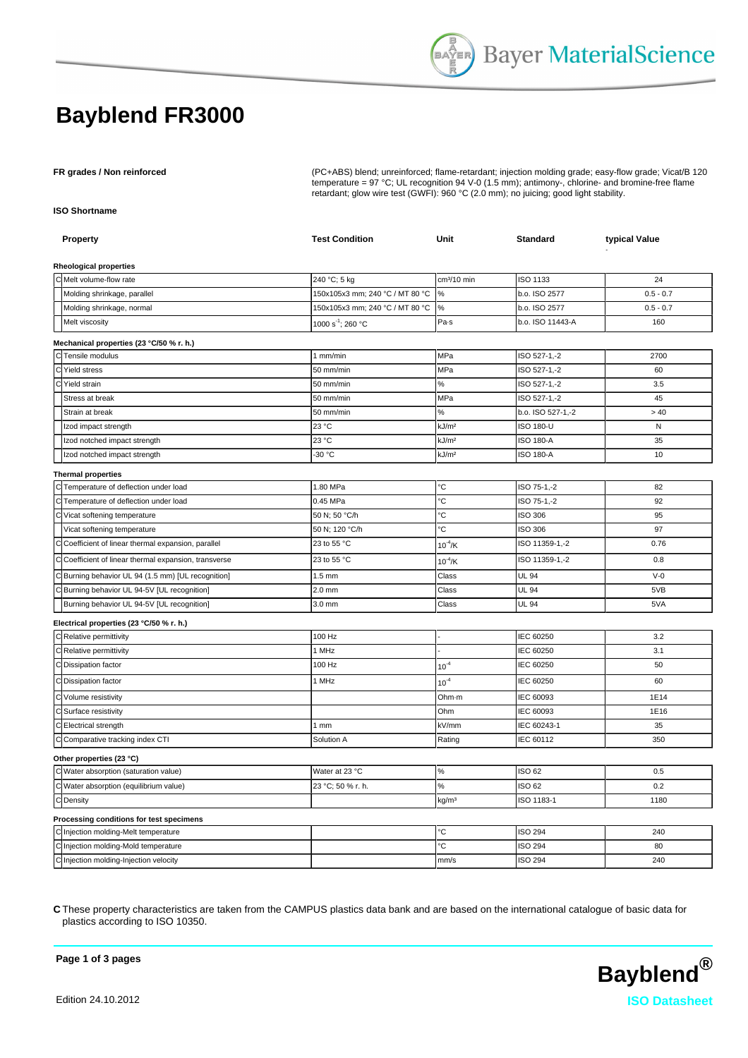# Bayblend FR3000

**FR grades / Non reinforced**

(PC+ABS) blend; unreinforced; flame-retardant; injection molding grade; easy-flow grade; Vicat/B 120 temperature = 97 °C; UL recognition 94 V-0 (1.5 mm); antimony-, chlorine- and bromine-free flame retardant; glow wire test (GWFI): 960 °C (2.0 mm); no juicing; good light stability.

**ISO Shortname**

| | Property | Test Condition | Unit | Standard | typical Value |
|---|---|---|---|---|---|
| | **Rheological properties** | | | | |
| C | Melt volume-flow rate | 240 °C; 5 kg | cm³/10 min | ISO 1133 | 24 |
| | Molding shrinkage, parallel | 150x105x3 mm; 240 °C / MT 80 °C | % | b.o. ISO 2577 | 0.5 - 0.7 |
| | Molding shrinkage, normal | 150x105x3 mm; 240 °C / MT 80 °C | % | b.o. ISO 2577 | 0.5 - 0.7 |
| | Melt viscosity | 1000 $s^{-1}$; 260 °C | Pa·s | b.o. ISO 11443-A | 160 |
| | **Mechanical properties (23 °C/50 % r. h.)** | | | | |
| C | Tensile modulus | 1 mm/min | MPa | ISO 527-1,-2 | 2700 |
| C | Yield stress | 50 mm/min | MPa | ISO 527-1,-2 | 60 |
| C | Yield strain | 50 mm/min | % | ISO 527-1,-2 | 3.5 |
| | Stress at break | 50 mm/min | MPa | ISO 527-1,-2 | 45 |
| | Strain at break | 50 mm/min | % | b.o. ISO 527-1,-2 | > 40 |
| | Izod impact strength | 23 °C | kJ/m² | ISO 180-U | N |
| | Izod notched impact strength | 23 °C | kJ/m² | ISO 180-A | 35 |
| | Izod notched impact strength | -30 °C | kJ/m² | ISO 180-A | 10 |
| | **Thermal properties** | | | | |
| C | Temperature of deflection under load | 1.80 MPa | °C | ISO 75-1,-2 | 82 |
| C | Temperature of deflection under load | 0.45 MPa | °C | ISO 75-1,-2 | 92 |
| C | Vicat softening temperature | 50 N; 50 °C/h | °C | ISO 306 | 95 |
| | Vicat softening temperature | 50 N; 120 °C/h | °C | ISO 306 | 97 |
| C | Coefficient of linear thermal expansion, parallel | 23 to 55 °C | $10^{-4}$/K | ISO 11359-1,-2 | 0.76 |
| C | Coefficient of linear thermal expansion, transverse | 23 to 55 °C | $10^{-4}$/K | ISO 11359-1,-2 | 0.8 |
| C | Burning behavior UL 94 (1.5 mm) [UL recognition] | 1.5 mm | Class | UL 94 | V-0 |
| C | Burning behavior UL 94-5V [UL recognition] | 2.0 mm | Class | UL 94 | 5VB |
| | Burning behavior UL 94-5V [UL recognition] | 3.0 mm | Class | UL 94 | 5VA |
| | **Electrical properties (23 °C/50 % r. h.)** | | | | |
| C | Relative permittivity | 100 Hz | - | IEC 60250 | 3.2 |
| C | Relative permittivity | 1 MHz | - | IEC 60250 | 3.1 |
| C | Dissipation factor | 100 Hz | $10^{-4}$ | IEC 60250 | 50 |
| C | Dissipation factor | 1 MHz | $10^{-4}$ | IEC 60250 | 60 |
| C | Volume resistivity | | Ohm·m | IEC 60093 | 1E14 |
| C | Surface resistivity | | Ohm | IEC 60093 | 1E16 |
| C | Electrical strength | 1 mm | kV/mm | IEC 60243-1 | 35 |
| C | Comparative tracking index CTI | Solution A | Rating | IEC 60112 | 350 |
| | **Other properties (23 °C)** | | | | |
| C | Water absorption (saturation value) | Water at 23 °C | % | ISO 62 | 0.5 |
| C | Water absorption (equilibrium value) | 23 °C; 50 % r. h. | % | ISO 62 | 0.2 |
| C | Density | | kg/m³ | ISO 1183-1 | 1180 |
| | **Processing conditions for test specimens** | | | | |
| C | Injection molding-Melt temperature | | °C | ISO 294 | 240 |
| C | Injection molding-Mold temperature | | °C | ISO 294 | 80 |
| C | Injection molding-Injection velocity | | mm/s | ISO 294 | 240 |

**C** These property characteristics are taken from the CAMPUS plastics data bank and are based on the international catalogue of basic data for plastics according to ISO 10350.

Edition 24.10.2012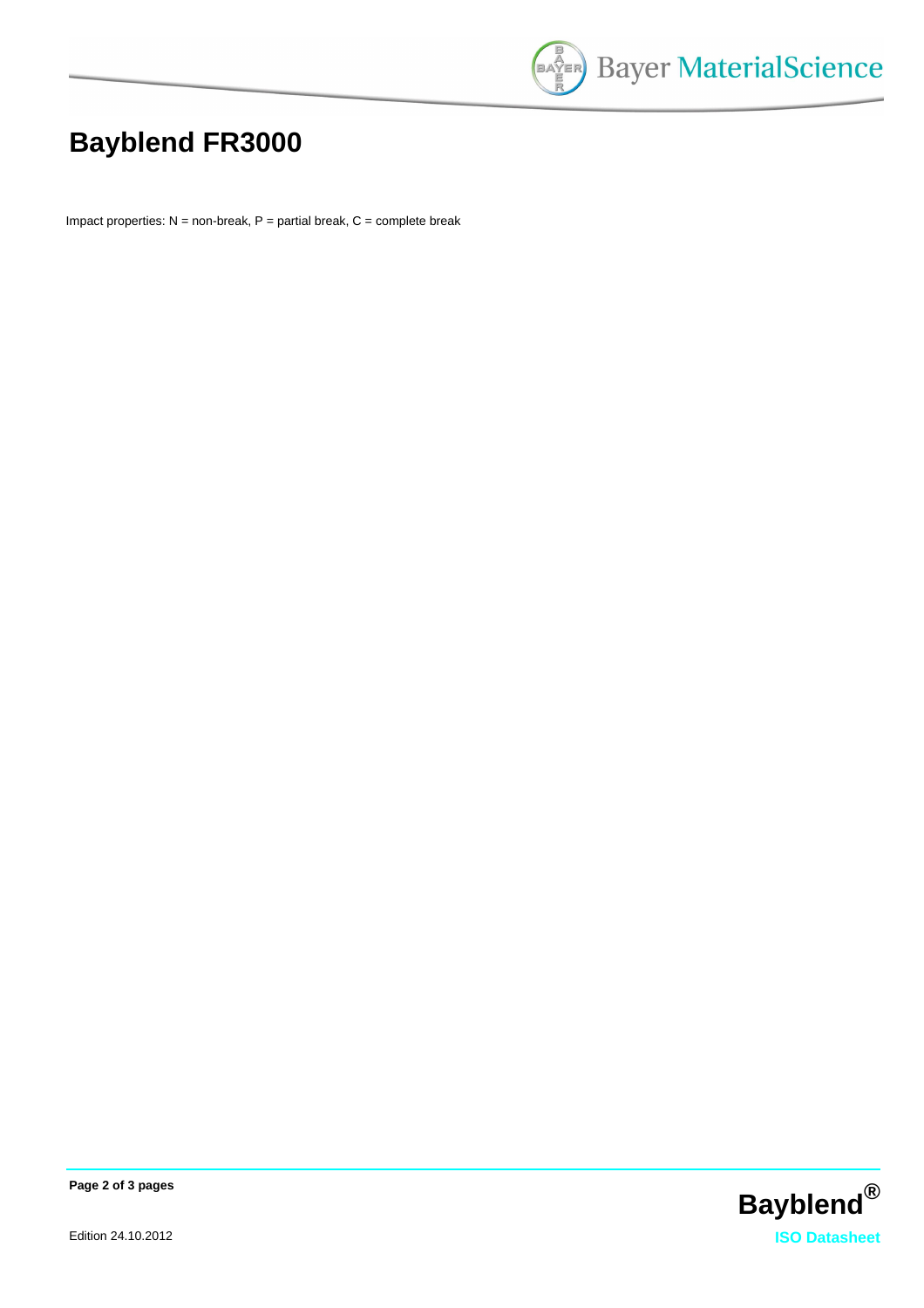# Bayblend FR3000

Impact properties: N = non-break, P = partial break, C = complete break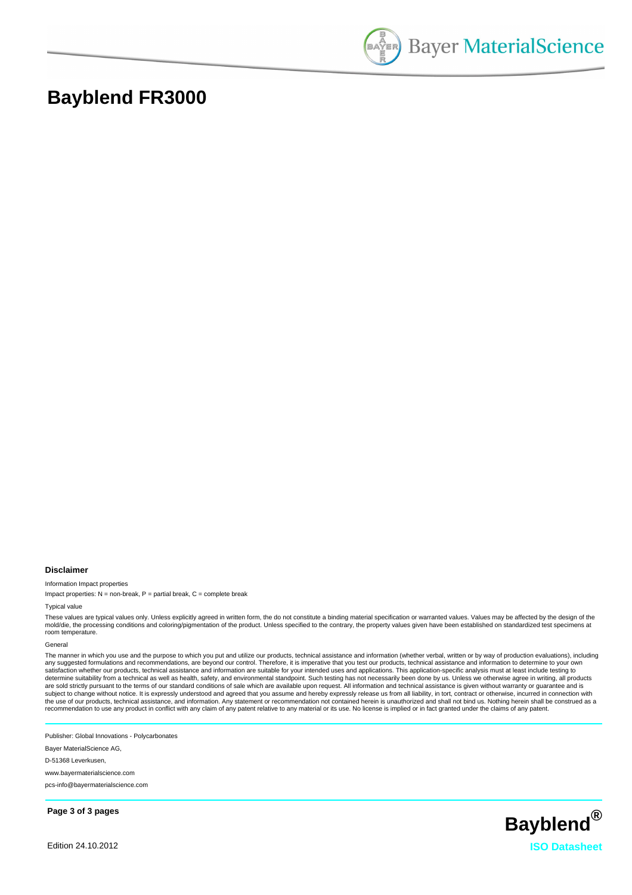# Bayblend FR3000

### Disclaimer

Information Impact properties

Impact properties: N = non-break, P = partial break, C = complete break

Typical value

These values are typical values only. Unless explicitly agreed in written form, the do not constitute a binding material specification or warranted values. Values may be affected by the design of the mold/die, the processing conditions and coloring/pigmentation of the product. Unless specified to the contrary, the property values given have been established on standardized test specimens at room temperature.

General

The manner in which you use and the purpose to which you put and utilize our products, technical assistance and information (whether verbal, written or by way of production evaluations), including any suggested formulations and recommendations, are beyond our control. Therefore, it is imperative that you test our products, technical assistance and information to determine to your own satisfaction whether our products, technical assistance and information are suitable for your intended uses and applications. This application-specific analysis must at least include testing to determine suitability from a technical as well as health, safety, and environmental standpoint. Such testing has not necessarily been done by us. Unless we otherwise agree in writing, all products are sold strictly pursuant to the terms of our standard conditions of sale which are available upon request. All information and technical assistance is given without warranty or guarantee and is subject to change without notice. It is expressly understood and agreed that you assume and hereby expressly release us from all liability, in tort, contract or otherwise, incurred in connection with the use of our products, technical assistance, and information. Any statement or recommendation not contained herein is unauthorized and shall not bind us. Nothing herein shall be construed as a recommendation to use any product in conflict with any claim of any patent relative to any material or its use. No license is implied or in fact granted under the claims of any patent.

Publisher: Global Innovations - Polycarbonates

Bayer MaterialScience AG,

D-51368 Leverkusen,

www.bayermaterialscience.com

pcs-info@bayermaterialscience.com

Edition 24.10.2012